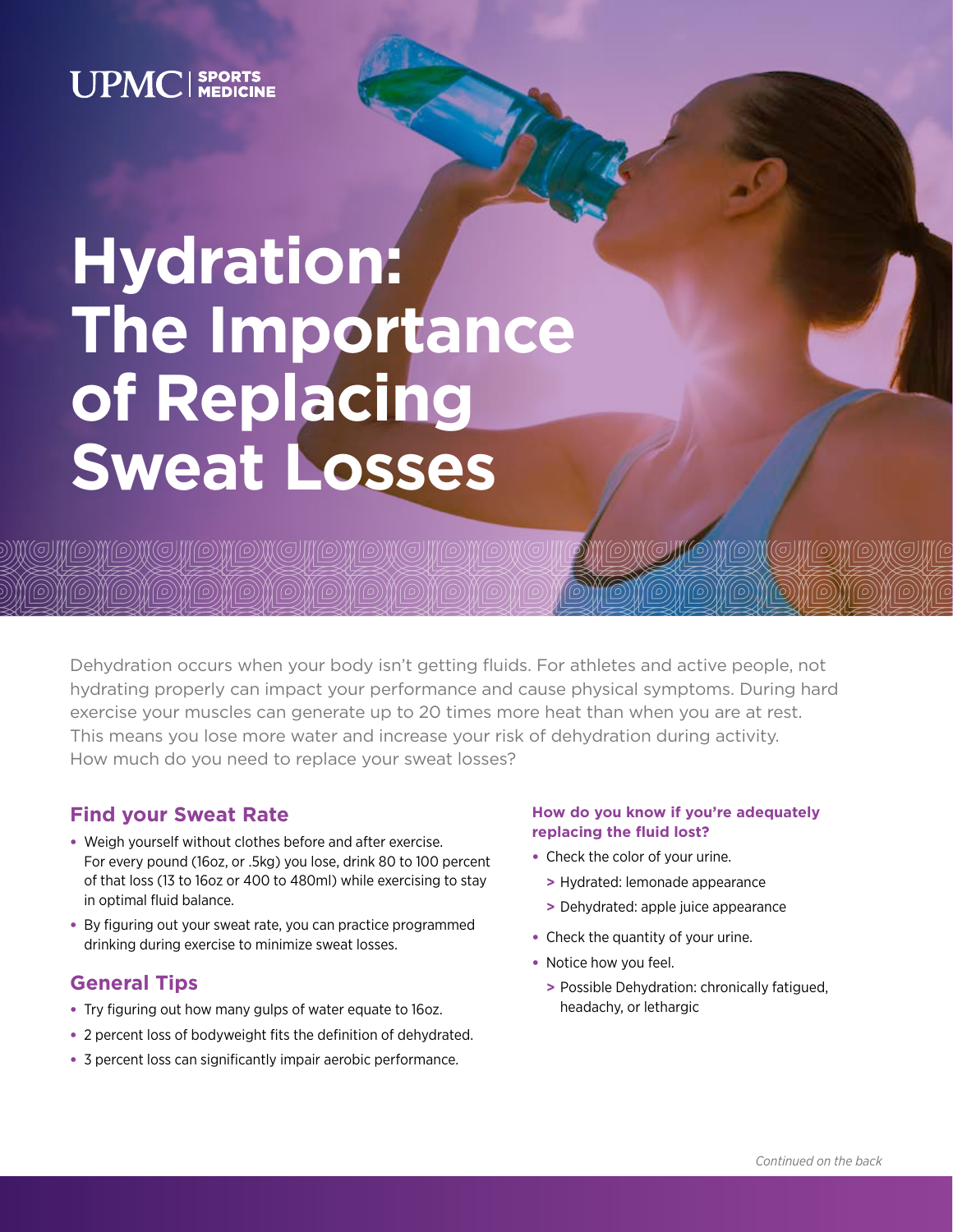UPMC | SPORTS MEDICINE

# Hydration: The Importance of Replacing Sweat Losses

Dehydration occurs when your body isn't getting fluids. For athletes and active people, not hydrating properly can impact your performance and cause physical symptoms. During hard exercise your muscles can generate up to 20 times more heat than when you are at rest. This means you lose more water and increase your risk of dehydration during activity. How much do you need to replace your sweat losses?

## Find your Sweat Rate

- Weigh yourself without clothes before and after exercise. For every pound (16oz, or .5kg) you lose, drink 80 to 100 percent of that loss (13 to 16oz or 400 to 480ml) while exercising to stay in optimal fluid balance.
- By figuring out your sweat rate, you can practice programmed drinking during exercise to minimize sweat losses.

## General Tips

- Try figuring out how many gulps of water equate to 16oz.
- 2 percent loss of bodyweight fits the definition of dehydrated.
- 3 percent loss can significantly impair aerobic performance.

### How do you know if you're adequately replacing the fluid lost?

- Check the color of your urine.
  - > Hydrated: lemonade appearance
  - > Dehydrated: apple juice appearance
- Check the quantity of your urine.
- Notice how you feel.
  - > Possible Dehydration: chronically fatigued, headachy, or lethargic

*Continued on the back*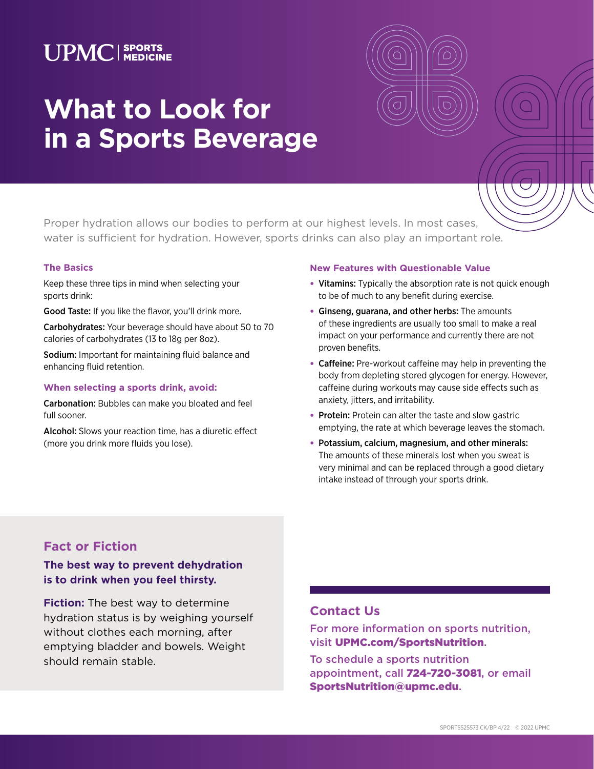UPMC | SPORTS MEDICINE

# What to Look for in a Sport Beverage

Proper hydration allows our bodies to perform at our highest levels. In most cases, water is sufficient for hydration. However, sports drinks can also play an important role.

### The Basics

Keep these three tips in mind when selecting your sports drink:

**Good Taste:** If you like the flavor, you'll drink more.

**Carbohydrates:** Your beverage should have about 50 to 70 calories of carbohydrates (13 to 18g per 8oz).

**Sodium:** Important for maintaining fluid balance and enhancing fluid retention.

### When selecting a sports drink, avoid:

**Carbonation:** Bubbles can make you bloated and feel full sooner.

**Alcohol:** Slows your reaction time, has a diuretic effect (more you drink more fluids you lose).

### New Features with Questionable Value

- **Vitamins:** Typically the absorption rate is not quick enough to be of much to any benefit during exercise.
- **Ginseng, guarana, and other herbs:** The amounts of these ingredients are usually too small to make a real impact on your performance and currently there are not proven benefits.
- **Caffeine:** Pre-workout caffeine may help in preventing the body from depleting stored glycogen for energy. However, caffeine during workouts may cause side effects such as anxiety, jitters, and irritability.
- **Protein:** Protein can alter the taste and slow gastric emptying, the rate at which beverage leaves the stomach.
- **Potassium, calcium, magnesium, and other minerals:** The amounts of these minerals lost when you sweat is very minimal and can be replaced through a good dietary intake instead of through your sports drink.

## Fact or Fiction

**The best way to prevent dehydration is to drink when you feel thirsty.**

**Fiction:** The best way to determine hydration status is by weighing yourself without clothes each morning, after emptying bladder and bowels. Weight should remain stable.

## Contact Us

For more information on sports nutrition, visit **UPMC.com/SportsNutrition**.

To schedule a sports nutrition appointment, call **724-720-3081**, or email **SportsNutrition@upmc.edu**.

SPORTS525573 CK/BP 4/22 © 2022 UPMC